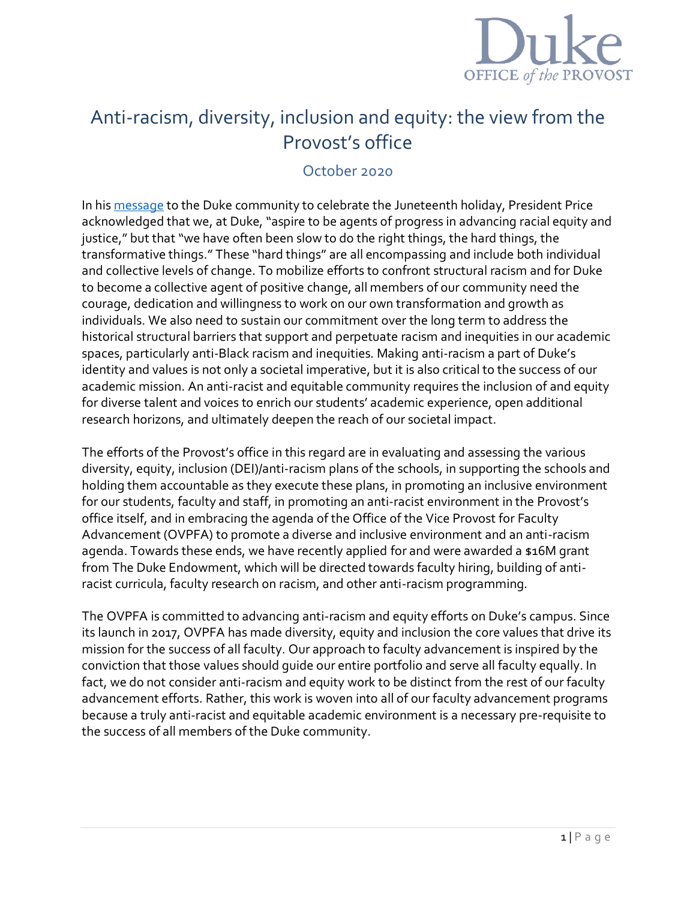# Anti-racism, diversity, inclusion and equity: the view from the Provost's office

## October 2020

In his message to the Duke community to celebrate the Juneteenth holiday, President Price acknowledged that we, at Duke, "aspire to be agents of progress in advancing racial equity and justice," but that "we have often been slow to do the right things, the hard things, the transformative things." These "hard things" are all encompassing and include both individual and collective levels of change. To mobilize efforts to confront structural racism and for Duke to become a collective agent of positive change, all members of our community need the courage, dedication and willingness to work on our own transformation and growth as individuals. We also need to sustain our commitment over the long term to address the historical structural barriers that support and perpetuate racism and inequities in our academic spaces, particularly anti-Black racism and inequities. Making anti-racism a part of Duke's identity and values is not only a societal imperative, but it is also critical to the success of our academic mission. An anti-racist and equitable community requires the inclusion of and equity for diverse talent and voices to enrich our students' academic experience, open additional research horizons, and ultimately deepen the reach of our societal impact.

The efforts of the Provost's office in this regard are in evaluating and assessing the various diversity, equity, inclusion (DEI)/anti-racism plans of the schools, in supporting the schools and holding them accountable as they execute these plans, in promoting an inclusive environment for our students, faculty and staff, in promoting an anti-racist environment in the Provost's office itself, and in embracing the agenda of the Office of the Vice Provost for Faculty Advancement (OVPFA) to promote a diverse and inclusive environment and an anti-racism agenda. Towards these ends, we have recently applied for and were awarded a $16M grant from The Duke Endowment, which will be directed towards faculty hiring, building of anti-racist curricula, faculty research on racism, and other anti-racism programming.

The OVPFA is committed to advancing anti-racism and equity efforts on Duke's campus. Since its launch in 2017, OVPFA has made diversity, equity and inclusion the core values that drive its mission for the success of all faculty. Our approach to faculty advancement is inspired by the conviction that those values should guide our entire portfolio and serve all faculty equally. In fact, we do not consider anti-racism and equity work to be distinct from the rest of our faculty advancement efforts. Rather, this work is woven into all of our faculty advancement programs because a truly anti-racist and equitable academic environment is a necessary pre-requisite to the success of all members of the Duke community.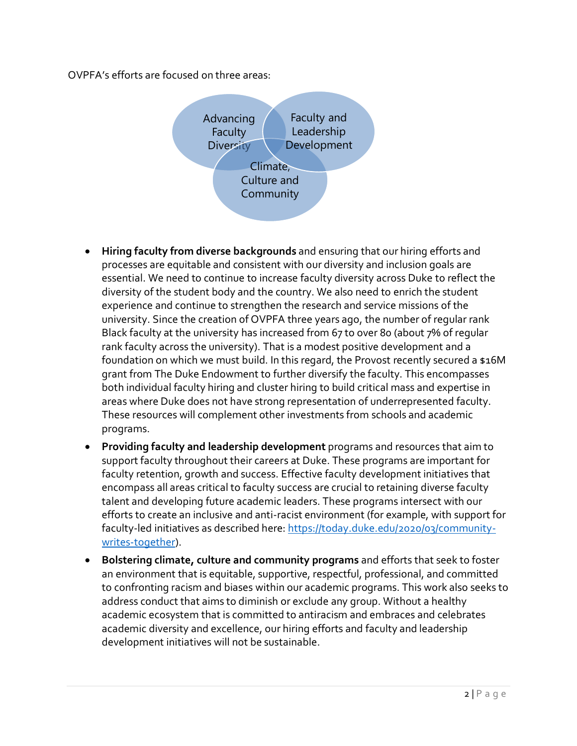OVPFA's efforts are focused on three areas:

Advancing Faculty Diversity

Faculty and Leadership Development

Climate, Culture and Community

- **Hiring faculty from diverse backgrounds** and ensuring that our hiring efforts and processes are equitable and consistent with our diversity and inclusion goals are essential. We need to continue to increase faculty diversity across Duke to reflect the diversity of the student body and the country. We also need to enrich the student experience and continue to strengthen the research and service missions of the university. Since the creation of OVPFA three years ago, the number of regular rank Black faculty at the university has increased from 67 to over 80 (about 7% of regular rank faculty across the university). That is a modest positive development and a foundation on which we must build. In this regard, the Provost recently secured a $16M grant from The Duke Endowment to further diversify the faculty. This encompasses both individual faculty hiring and cluster hiring to build critical mass and expertise in areas where Duke does not have strong representation of underrepresented faculty. These resources will complement other investments from schools and academic programs.
- **Providing faculty and leadership development** programs and resources that aim to support faculty throughout their careers at Duke. These programs are important for faculty retention, growth and success. Effective faculty development initiatives that encompass all areas critical to faculty success are crucial to retaining diverse faculty talent and developing future academic leaders. These programs intersect with our efforts to create an inclusive and anti-racist environment (for example, with support for faculty-led initiatives as described here: [https://today.duke.edu/2020/03/community-writes-together](https://today.duke.edu/2020/03/community-writes-together)).
- **Bolstering climate, culture and community programs** and efforts that seek to foster an environment that is equitable, supportive, respectful, professional, and committed to confronting racism and biases within our academic programs. This work also seeks to address conduct that aims to diminish or exclude any group. Without a healthy academic ecosystem that is committed to antiracism and embraces and celebrates academic diversity and excellence, our hiring efforts and faculty and leadership development initiatives will not be sustainable.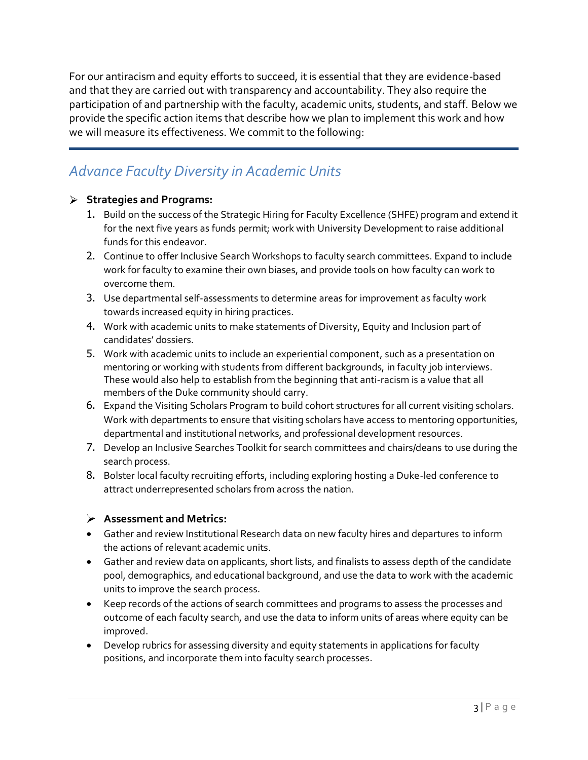For our antiracism and equity efforts to succeed, it is essential that they are evidence-based and that they are carried out with transparency and accountability. They also require the participation of and partnership with the faculty, academic units, students, and staff. Below we provide the specific action items that describe how we plan to implement this work and how we will measure its effectiveness. We commit to the following:

---

## *Advance Faculty Diversity in Academic Units*

- **Strategies and Programs:**
  1. Build on the success of the Strategic Hiring for Faculty Excellence (SHFE) program and extend it for the next five years as funds permit; work with University Development to raise additional funds for this endeavor.
  2. Continue to offer Inclusive Search Workshops to faculty search committees. Expand to include work for faculty to examine their own biases, and provide tools on how faculty can work to overcome them.
  3. Use departmental self-assessments to determine areas for improvement as faculty work towards increased equity in hiring practices.
  4. Work with academic units to make statements of Diversity, Equity and Inclusion part of candidates' dossiers.
  5. Work with academic units to include an experiential component, such as a presentation on mentoring or working with students from different backgrounds, in faculty job interviews. These would also help to establish from the beginning that anti-racism is a value that all members of the Duke community should carry.
  6. Expand the Visiting Scholars Program to build cohort structures for all current visiting scholars. Work with departments to ensure that visiting scholars have access to mentoring opportunities, departmental and institutional networks, and professional development resources.
  7. Develop an Inclusive Searches Toolkit for search committees and chairs/deans to use during the search process.
  8. Bolster local faculty recruiting efforts, including exploring hosting a Duke-led conference to attract underrepresented scholars from across the nation.

- **Assessment and Metrics:**
  - Gather and review Institutional Research data on new faculty hires and departures to inform the actions of relevant academic units.
  - Gather and review data on applicants, short lists, and finalists to assess depth of the candidate pool, demographics, and educational background, and use the data to work with the academic units to improve the search process.
  - Keep records of the actions of search committees and programs to assess the processes and outcome of each faculty search, and use the data to inform units of areas where equity can be improved.
  - Develop rubrics for assessing diversity and equity statements in applications for faculty positions, and incorporate them into faculty search processes.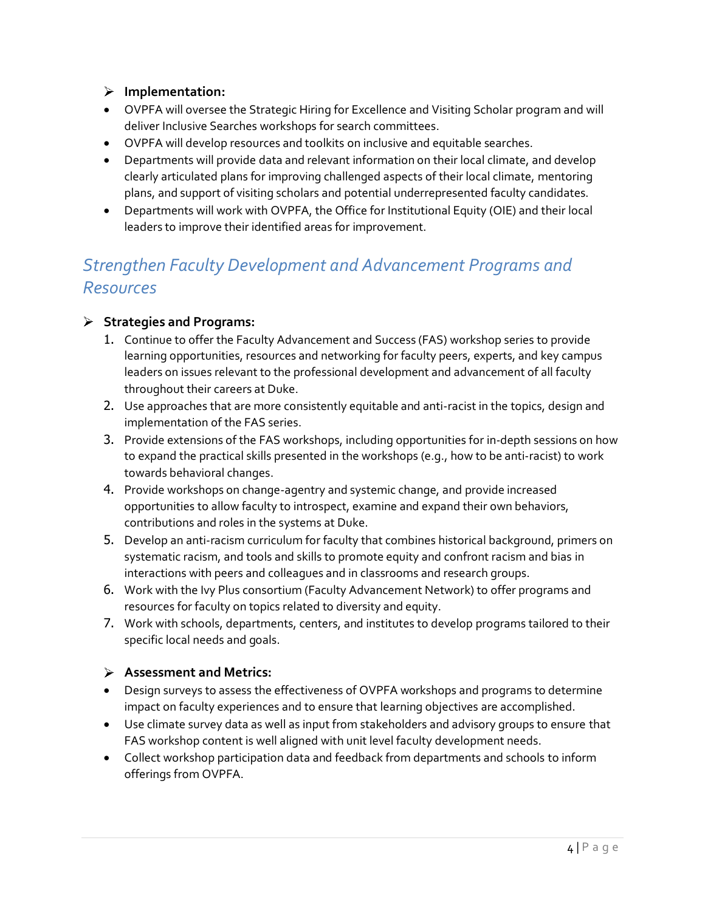- **Implementation:**

- OVPFA will oversee the Strategic Hiring for Excellence and Visiting Scholar program and will deliver Inclusive Searches workshops for search committees.
- OVPFA will develop resources and toolkits on inclusive and equitable searches.
- Departments will provide data and relevant information on their local climate, and develop clearly articulated plans for improving challenged aspects of their local climate, mentoring plans, and support of visiting scholars and potential underrepresented faculty candidates.
- Departments will work with OVPFA, the Office for Institutional Equity (OIE) and their local leaders to improve their identified areas for improvement.

## *Strengthen Faculty Development and Advancement Programs and Resources*

- **Strategies and Programs:**

1. Continue to offer the Faculty Advancement and Success (FAS) workshop series to provide learning opportunities, resources and networking for faculty peers, experts, and key campus leaders on issues relevant to the professional development and advancement of all faculty throughout their careers at Duke.
2. Use approaches that are more consistently equitable and anti-racist in the topics, design and implementation of the FAS series.
3. Provide extensions of the FAS workshops, including opportunities for in-depth sessions on how to expand the practical skills presented in the workshops (e.g., how to be anti-racist) to work towards behavioral changes.
4. Provide workshops on change-agentry and systemic change, and provide increased opportunities to allow faculty to introspect, examine and expand their own behaviors, contributions and roles in the systems at Duke.
5. Develop an anti-racism curriculum for faculty that combines historical background, primers on systematic racism, and tools and skills to promote equity and confront racism and bias in interactions with peers and colleagues and in classrooms and research groups.
6. Work with the Ivy Plus consortium (Faculty Advancement Network) to offer programs and resources for faculty on topics related to diversity and equity.
7. Work with schools, departments, centers, and institutes to develop programs tailored to their specific local needs and goals.

- **Assessment and Metrics:**

- Design surveys to assess the effectiveness of OVPFA workshops and programs to determine impact on faculty experiences and to ensure that learning objectives are accomplished.
- Use climate survey data as well as input from stakeholders and advisory groups to ensure that FAS workshop content is well aligned with unit level faculty development needs.
- Collect workshop participation data and feedback from departments and schools to inform offerings from OVPFA.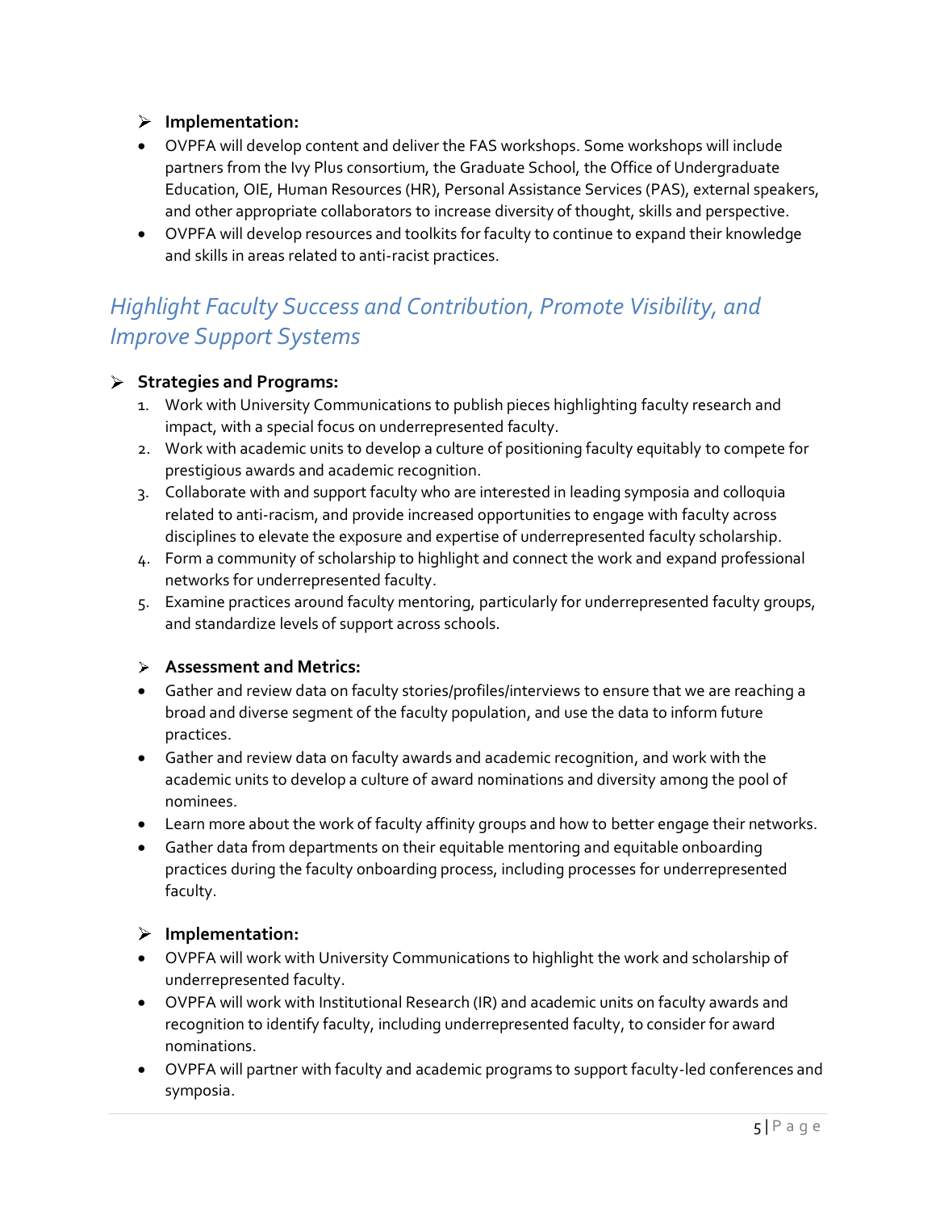- **Implementation:**

- OVPFA will develop content and deliver the FAS workshops. Some workshops will include partners from the Ivy Plus consortium, the Graduate School, the Office of Undergraduate Education, OIE, Human Resources (HR), Personal Assistance Services (PAS), external speakers, and other appropriate collaborators to increase diversity of thought, skills and perspective.
- OVPFA will develop resources and toolkits for faculty to continue to expand their knowledge and skills in areas related to anti-racist practices.

## *Highlight Faculty Success and Contribution, Promote Visibility, and Improve Support Systems*

- **Strategies and Programs:**

1. Work with University Communications to publish pieces highlighting faculty research and impact, with a special focus on underrepresented faculty.
2. Work with academic units to develop a culture of positioning faculty equitably to compete for prestigious awards and academic recognition.
3. Collaborate with and support faculty who are interested in leading symposia and colloquia related to anti-racism, and provide increased opportunities to engage with faculty across disciplines to elevate the exposure and expertise of underrepresented faculty scholarship.
4. Form a community of scholarship to highlight and connect the work and expand professional networks for underrepresented faculty.
5. Examine practices around faculty mentoring, particularly for underrepresented faculty groups, and standardize levels of support across schools.

- **Assessment and Metrics:**

- Gather and review data on faculty stories/profiles/interviews to ensure that we are reaching a broad and diverse segment of the faculty population, and use the data to inform future practices.
- Gather and review data on faculty awards and academic recognition, and work with the academic units to develop a culture of award nominations and diversity among the pool of nominees.
- Learn more about the work of faculty affinity groups and how to better engage their networks.
- Gather data from departments on their equitable mentoring and equitable onboarding practices during the faculty onboarding process, including processes for underrepresented faculty.

- **Implementation:**

- OVPFA will work with University Communications to highlight the work and scholarship of underrepresented faculty.
- OVPFA will work with Institutional Research (IR) and academic units on faculty awards and recognition to identify faculty, including underrepresented faculty, to consider for award nominations.
- OVPFA will partner with faculty and academic programs to support faculty-led conferences and symposia.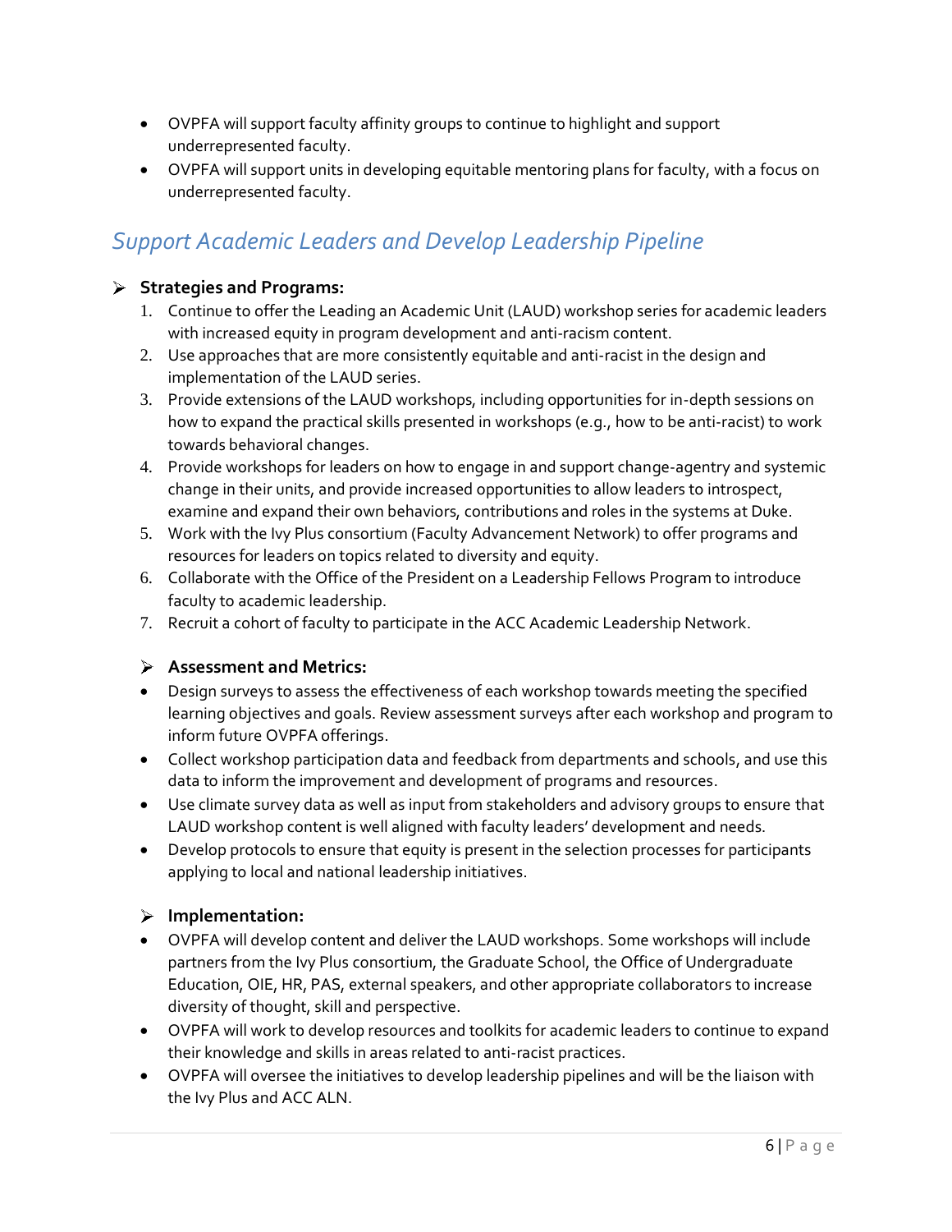- OVPFA will support faculty affinity groups to continue to highlight and support underrepresented faculty.
- OVPFA will support units in developing equitable mentoring plans for faculty, with a focus on underrepresented faculty.

## *Support Academic Leaders and Develop Leadership Pipeline*

- **Strategies and Programs:**

1. Continue to offer the Leading an Academic Unit (LAUD) workshop series for academic leaders with increased equity in program development and anti-racism content.
2. Use approaches that are more consistently equitable and anti-racist in the design and implementation of the LAUD series.
3. Provide extensions of the LAUD workshops, including opportunities for in-depth sessions on how to expand the practical skills presented in workshops (e.g., how to be anti-racist) to work towards behavioral changes.
4. Provide workshops for leaders on how to engage in and support change-agentry and systemic change in their units, and provide increased opportunities to allow leaders to introspect, examine and expand their own behaviors, contributions and roles in the systems at Duke.
5. Work with the Ivy Plus consortium (Faculty Advancement Network) to offer programs and resources for leaders on topics related to diversity and equity.
6. Collaborate with the Office of the President on a Leadership Fellows Program to introduce faculty to academic leadership.
7. Recruit a cohort of faculty to participate in the ACC Academic Leadership Network.

- **Assessment and Metrics:**

- Design surveys to assess the effectiveness of each workshop towards meeting the specified learning objectives and goals. Review assessment surveys after each workshop and program to inform future OVPFA offerings.
- Collect workshop participation data and feedback from departments and schools, and use this data to inform the improvement and development of programs and resources.
- Use climate survey data as well as input from stakeholders and advisory groups to ensure that LAUD workshop content is well aligned with faculty leaders' development and needs.
- Develop protocols to ensure that equity is present in the selection processes for participants applying to local and national leadership initiatives.

- **Implementation:**

- OVPFA will develop content and deliver the LAUD workshops. Some workshops will include partners from the Ivy Plus consortium, the Graduate School, the Office of Undergraduate Education, OIE, HR, PAS, external speakers, and other appropriate collaborators to increase diversity of thought, skill and perspective.
- OVPFA will work to develop resources and toolkits for academic leaders to continue to expand their knowledge and skills in areas related to anti-racist practices.
- OVPFA will oversee the initiatives to develop leadership pipelines and will be the liaison with the Ivy Plus and ACC ALN.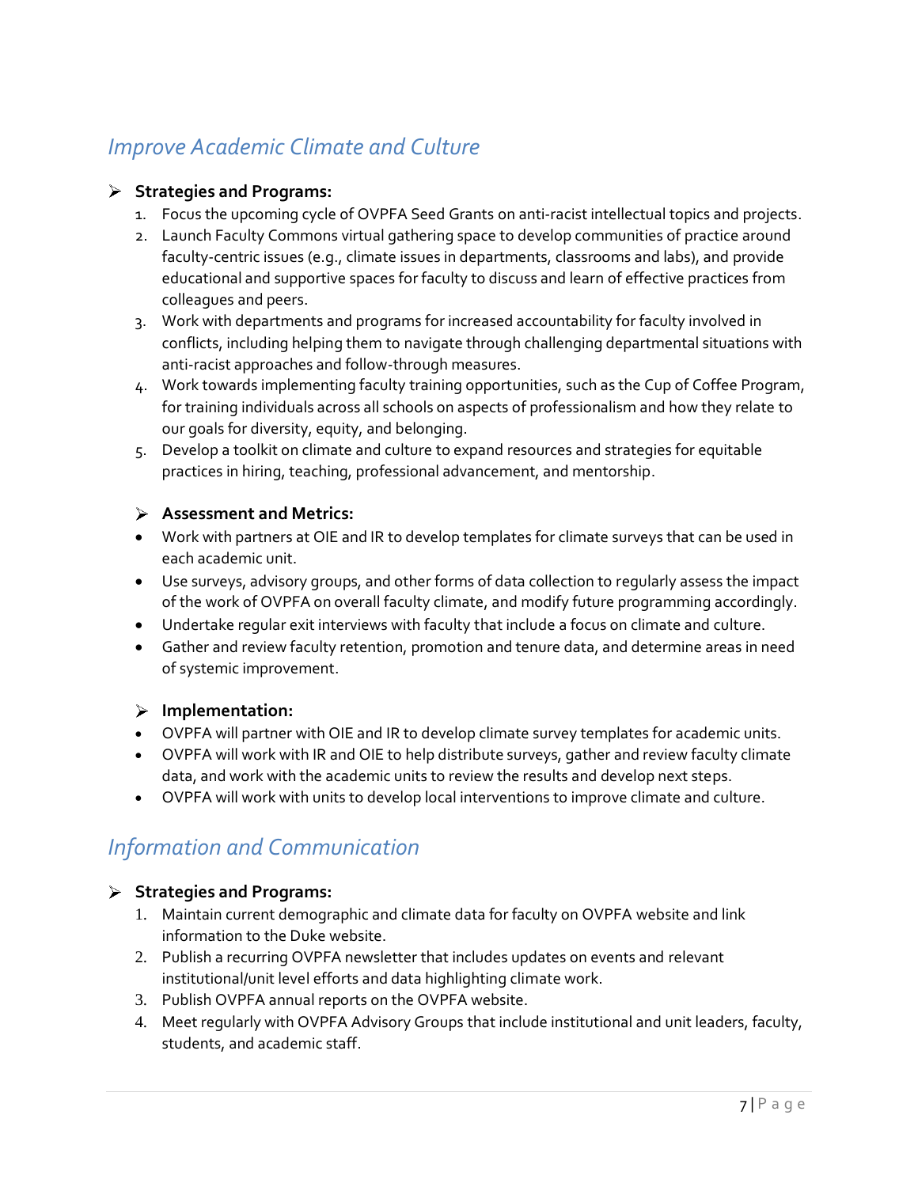## *Improve Academic Climate and Culture*

- **Strategies and Programs:**
  1. Focus the upcoming cycle of OVPFA Seed Grants on anti-racist intellectual topics and projects.
  2. Launch Faculty Commons virtual gathering space to develop communities of practice around faculty-centric issues (e.g., climate issues in departments, classrooms and labs), and provide educational and supportive spaces for faculty to discuss and learn of effective practices from colleagues and peers.
  3. Work with departments and programs for increased accountability for faculty involved in conflicts, including helping them to navigate through challenging departmental situations with anti-racist approaches and follow-through measures.
  4. Work towards implementing faculty training opportunities, such as the Cup of Coffee Program, for training individuals across all schools on aspects of professionalism and how they relate to our goals for diversity, equity, and belonging.
  5. Develop a toolkit on climate and culture to expand resources and strategies for equitable practices in hiring, teaching, professional advancement, and mentorship.

- **Assessment and Metrics:**

- Work with partners at OIE and IR to develop templates for climate surveys that can be used in each academic unit.
- Use surveys, advisory groups, and other forms of data collection to regularly assess the impact of the work of OVPFA on overall faculty climate, and modify future programming accordingly.
- Undertake regular exit interviews with faculty that include a focus on climate and culture.
- Gather and review faculty retention, promotion and tenure data, and determine areas in need of systemic improvement.

- **Implementation:**

- OVPFA will partner with OIE and IR to develop climate survey templates for academic units.
- OVPFA will work with IR and OIE to help distribute surveys, gather and review faculty climate data, and work with the academic units to review the results and develop next steps.
- OVPFA will work with units to develop local interventions to improve climate and culture.

## *Information and Communication*

- **Strategies and Programs:**
  1. Maintain current demographic and climate data for faculty on OVPFA website and link information to the Duke website.
  2. Publish a recurring OVPFA newsletter that includes updates on events and relevant institutional/unit level efforts and data highlighting climate work.
  3. Publish OVPFA annual reports on the OVPFA website.
  4. Meet regularly with OVPFA Advisory Groups that include institutional and unit leaders, faculty, students, and academic staff.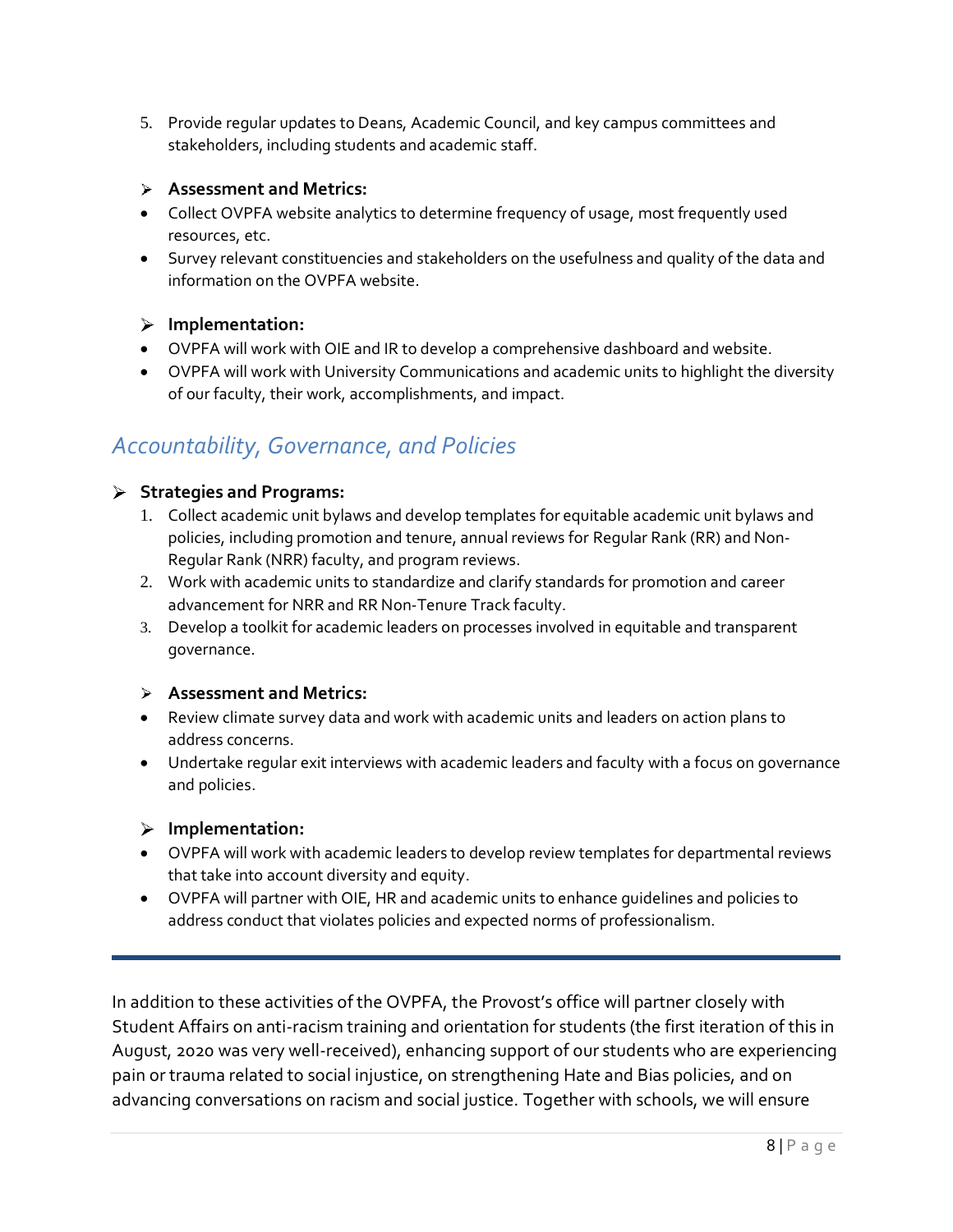5. Provide regular updates to Deans, Academic Council, and key campus committees and stakeholders, including students and academic staff.

- **Assessment and Metrics:**
- Collect OVPFA website analytics to determine frequency of usage, most frequently used resources, etc.
- Survey relevant constituencies and stakeholders on the usefulness and quality of the data and information on the OVPFA website.

- **Implementation:**
- OVPFA will work with OIE and IR to develop a comprehensive dashboard and website.
- OVPFA will work with University Communications and academic units to highlight the diversity of our faculty, their work, accomplishments, and impact.

## *Accountability, Governance, and Policies*

- **Strategies and Programs:**
  1. Collect academic unit bylaws and develop templates for equitable academic unit bylaws and policies, including promotion and tenure, annual reviews for Regular Rank (RR) and Non-Regular Rank (NRR) faculty, and program reviews.
  2. Work with academic units to standardize and clarify standards for promotion and career advancement for NRR and RR Non-Tenure Track faculty.
  3. Develop a toolkit for academic leaders on processes involved in equitable and transparent governance.

- **Assessment and Metrics:**
- Review climate survey data and work with academic units and leaders on action plans to address concerns.
- Undertake regular exit interviews with academic leaders and faculty with a focus on governance and policies.

- **Implementation:**
- OVPFA will work with academic leaders to develop review templates for departmental reviews that take into account diversity and equity.
- OVPFA will partner with OIE, HR and academic units to enhance guidelines and policies to address conduct that violates policies and expected norms of professionalism.

---

In addition to these activities of the OVPFA, the Provost's office will partner closely with Student Affairs on anti-racism training and orientation for students (the first iteration of this in August, 2020 was very well-received), enhancing support of our students who are experiencing pain or trauma related to social injustice, on strengthening Hate and Bias policies, and on advancing conversations on racism and social justice. Together with schools, we will ensure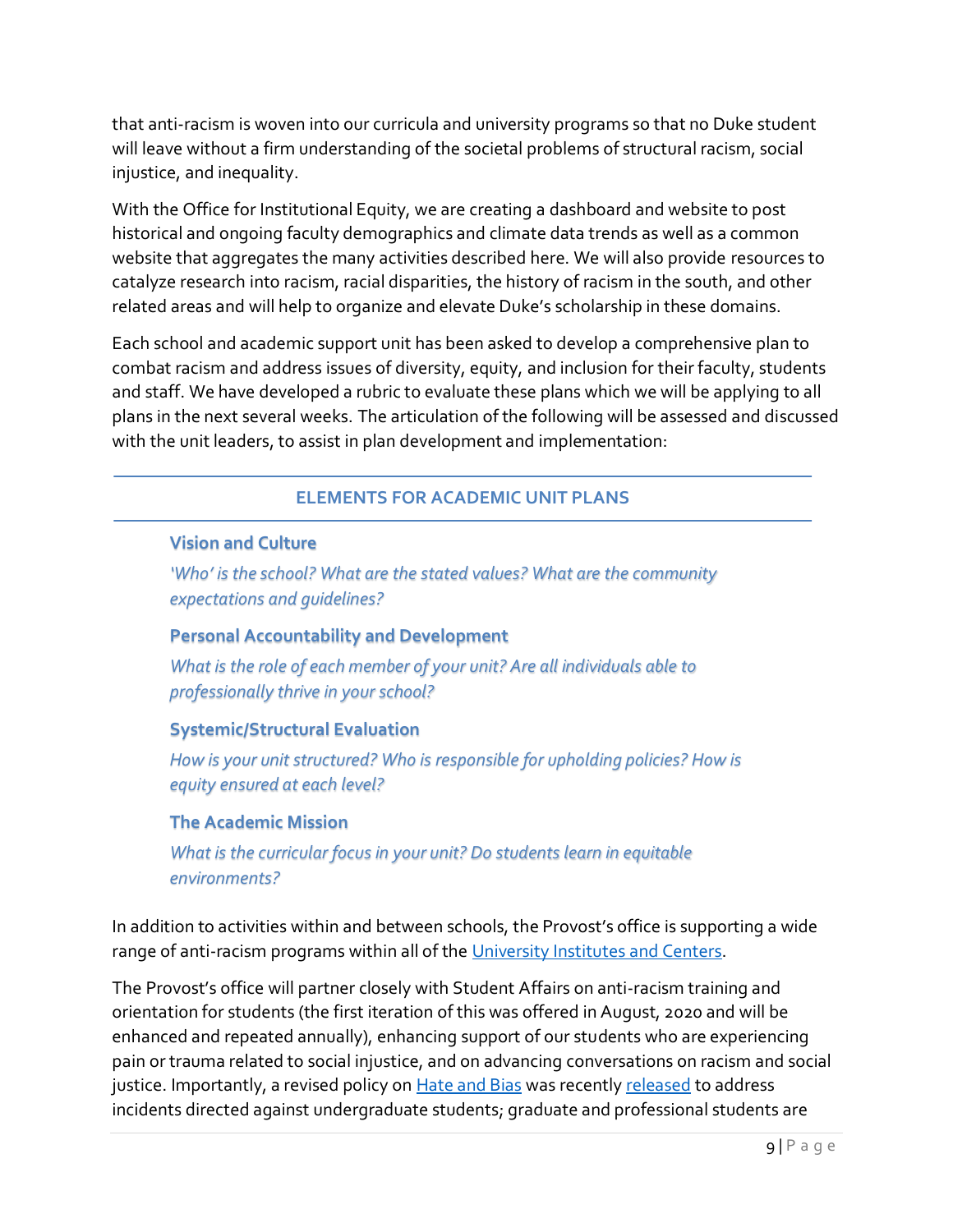that anti-racism is woven into our curricula and university programs so that no Duke student will leave without a firm understanding of the societal problems of structural racism, social injustice, and inequality.

With the Office for Institutional Equity, we are creating a dashboard and website to post historical and ongoing faculty demographics and climate data trends as well as a common website that aggregates the many activities described here. We will also provide resources to catalyze research into racism, racial disparities, the history of racism in the south, and other related areas and will help to organize and elevate Duke's scholarship in these domains.

Each school and academic support unit has been asked to develop a comprehensive plan to combat racism and address issues of diversity, equity, and inclusion for their faculty, students and staff. We have developed a rubric to evaluate these plans which we will be applying to all plans in the next several weeks. The articulation of the following will be assessed and discussed with the unit leaders, to assist in plan development and implementation:

## ELEMENTS FOR ACADEMIC UNIT PLANS

### Vision and Culture

*'Who' is the school? What are the stated values? What are the community expectations and guidelines?*

### Personal Accountability and Development

*What is the role of each member of your unit? Are all individuals able to professionally thrive in your school?*

### Systemic/Structural Evaluation

*How is your unit structured? Who is responsible for upholding policies? How is equity ensured at each level?*

### The Academic Mission

*What is the curricular focus in your unit? Do students learn in equitable environments?*

In addition to activities within and between schools, the Provost's office is supporting a wide range of anti-racism programs within all of the University Institutes and Centers.

The Provost's office will partner closely with Student Affairs on anti-racism training and orientation for students (the first iteration of this was offered in August, 2020 and will be enhanced and repeated annually), enhancing support of our students who are experiencing pain or trauma related to social injustice, and on advancing conversations on racism and social justice. Importantly, a revised policy on Hate and Bias was recently released to address incidents directed against undergraduate students; graduate and professional students are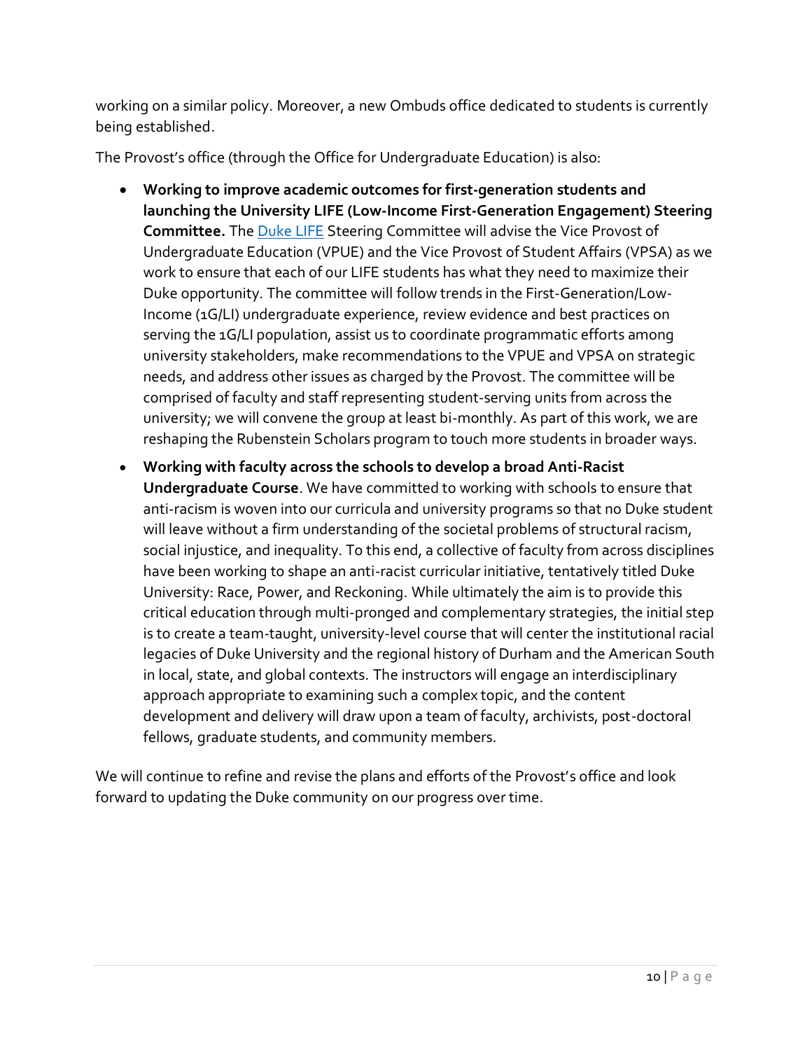working on a similar policy. Moreover, a new Ombuds office dedicated to students is currently being established.

The Provost's office (through the Office for Undergraduate Education) is also:

- **Working to improve academic outcomes for first-generation students and launching the University LIFE (Low-Income First-Generation Engagement) Steering Committee.** The Duke LIFE Steering Committee will advise the Vice Provost of Undergraduate Education (VPUE) and the Vice Provost of Student Affairs (VPSA) as we work to ensure that each of our LIFE students has what they need to maximize their Duke opportunity. The committee will follow trends in the First-Generation/Low-Income (1G/LI) undergraduate experience, review evidence and best practices on serving the 1G/LI population, assist us to coordinate programmatic efforts among university stakeholders, make recommendations to the VPUE and VPSA on strategic needs, and address other issues as charged by the Provost. The committee will be comprised of faculty and staff representing student-serving units from across the university; we will convene the group at least bi-monthly. As part of this work, we are reshaping the Rubenstein Scholars program to touch more students in broader ways.
- **Working with faculty across the schools to develop a broad Anti-Racist Undergraduate Course**. We have committed to working with schools to ensure that anti-racism is woven into our curricula and university programs so that no Duke student will leave without a firm understanding of the societal problems of structural racism, social injustice, and inequality. To this end, a collective of faculty from across disciplines have been working to shape an anti-racist curricular initiative, tentatively titled Duke University: Race, Power, and Reckoning. While ultimately the aim is to provide this critical education through multi-pronged and complementary strategies, the initial step is to create a team-taught, university-level course that will center the institutional racial legacies of Duke University and the regional history of Durham and the American South in local, state, and global contexts. The instructors will engage an interdisciplinary approach appropriate to examining such a complex topic, and the content development and delivery will draw upon a team of faculty, archivists, post-doctoral fellows, graduate students, and community members.

We will continue to refine and revise the plans and efforts of the Provost's office and look forward to updating the Duke community on our progress over time.